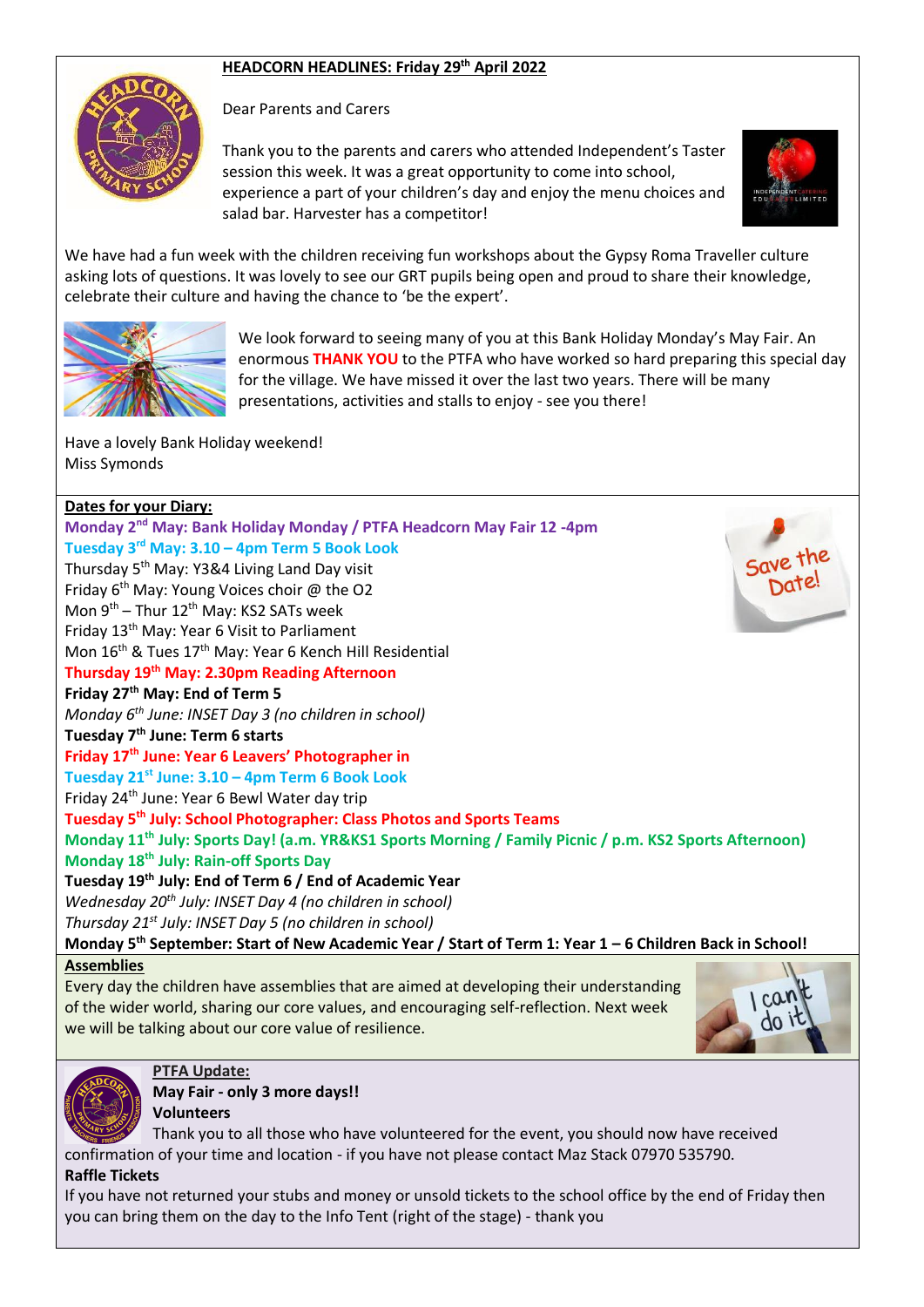## HEADCORN HEADLINES: Friday 29th April 2022

Dear Parents and Carers

Thank you to the parents and carers who attended Independent's Taster session this week. It was a great opportunity to come into school, experience a part of your children's day and enjoy the menu choices and salad bar. Harvester has a competitor!

We have had a fun week with the children receiving fun workshops about the Gypsy Roma Traveller culture asking lots of questions. It was lovely to see our GRT pupils being open and proud to share their knowledge, celebrate their culture and having the chance to 'be the expert'.

We look forward to seeing many of you at this Bank Holiday Monday's May Fair. An enormous **THANK YOU** to the PTFA who have worked so hard preparing this special day for the village. We have missed it over the last two years. There will be many presentations, activities and stalls to enjoy - see you there!

Have a lovely Bank Holiday weekend!
Miss Symonds

### Dates for your Diary:

**Monday 2nd May: Bank Holiday Monday / PTFA Headcorn May Fair 12 -4pm**
**Tuesday 3rd May: 3.10 – 4pm Term 5 Book Look**
Thursday 5th May: Y3&4 Living Land Day visit
Friday 6th May: Young Voices choir @ the O2
Mon 9th – Thur 12th May: KS2 SATs week
Friday 13th May: Year 6 Visit to Parliament
Mon 16th & Tues 17th May: Year 6 Kench Hill Residential
**Thursday 19th May: 2.30pm Reading Afternoon**
**Friday 27th May: End of Term 5**
*Monday 6th June: INSET Day 3 (no children in school)*
**Tuesday 7th June: Term 6 starts**
**Friday 17th June: Year 6 Leavers' Photographer in**
**Tuesday 21st June: 3.10 – 4pm Term 6 Book Look**
Friday 24th June: Year 6 Bewl Water day trip
**Tuesday 5th July: School Photographer: Class Photos and Sports Teams**
**Monday 11th July: Sports Day! (a.m. YR&KS1 Sports Morning / Family Picnic / p.m. KS2 Sports Afternoon)**
**Monday 18th July: Rain-off Sports Day**
**Tuesday 19th July: End of Term 6 / End of Academic Year**
*Wednesday 20th July: INSET Day 4 (no children in school)*
*Thursday 21st July: INSET Day 5 (no children in school)*
**Monday 5th September: Start of New Academic Year / Start of Term 1: Year 1 – 6 Children Back in School!**

### Assemblies

Every day the children have assemblies that are aimed at developing their understanding of the wider world, sharing our core values, and encouraging self-reflection. Next week we will be talking about our core value of resilience.

### PTFA Update:

**May Fair - only 3 more days!!**

**Volunteers**

Thank you to all those who have volunteered for the event, you should now have received confirmation of your time and location - if you have not please contact Maz Stack 07970 535790.

**Raffle Tickets**

If you have not returned your stubs and money or unsold tickets to the school office by the end of Friday then you can bring them on the day to the Info Tent (right of the stage) - thank you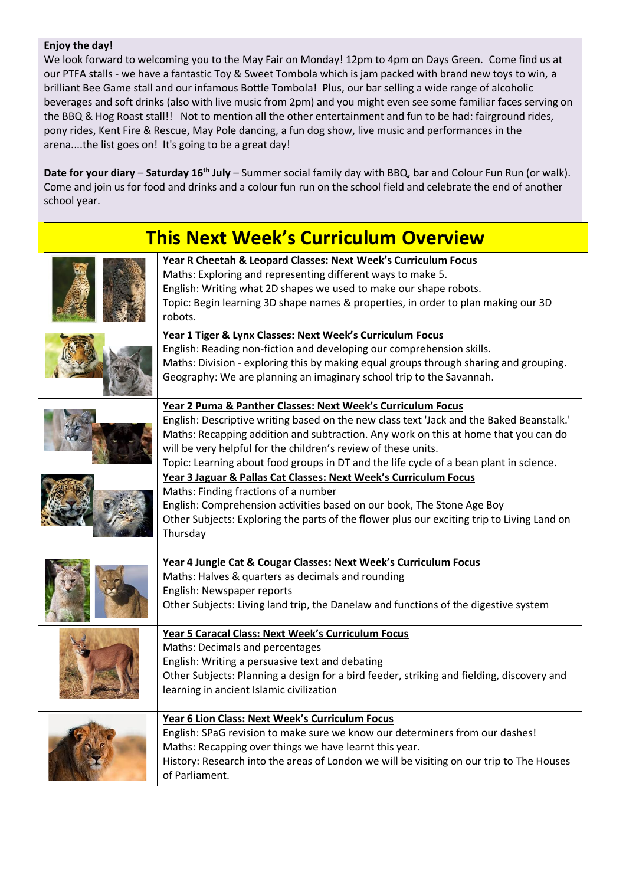**Enjoy the day!**
We look forward to welcoming you to the May Fair on Monday! 12pm to 4pm on Days Green. Come find us at our PTFA stalls - we have a fantastic Toy & Sweet Tombola which is jam packed with brand new toys to win, a brilliant Bee Game stall and our infamous Bottle Tombola! Plus, our bar selling a wide range of alcoholic beverages and soft drinks (also with live music from 2pm) and you might even see some familiar faces serving on the BBQ & Hog Roast stall!! Not to mention all the other entertainment and fun to be had: fairground rides, pony rides, Kent Fire & Rescue, May Pole dancing, a fun dog show, live music and performances in the arena....the list goes on! It's going to be a great day!

**Date for your diary** – **Saturday 16th July** – Summer social family day with BBQ, bar and Colour Fun Run (or walk). Come and join us for food and drinks and a colour fun run on the school field and celebrate the end of another school year.

## This Next Week's Curriculum Overview

**Year R Cheetah & Leopard Classes: Next Week's Curriculum Focus**
Maths: Exploring and representing different ways to make 5.
English: Writing what 2D shapes we used to make our shape robots.
Topic: Begin learning 3D shape names & properties, in order to plan making our 3D robots.

**Year 1 Tiger & Lynx Classes: Next Week's Curriculum Focus**
English: Reading non-fiction and developing our comprehension skills.
Maths: Division - exploring this by making equal groups through sharing and grouping.
Geography: We are planning an imaginary school trip to the Savannah.

**Year 2 Puma & Panther Classes: Next Week's Curriculum Focus**
English: Descriptive writing based on the new class text 'Jack and the Baked Beanstalk.'
Maths: Recapping addition and subtraction. Any work on this at home that you can do will be very helpful for the children's review of these units.
Topic: Learning about food groups in DT and the life cycle of a bean plant in science.

**Year 3 Jaguar & Pallas Cat Classes: Next Week's Curriculum Focus**
Maths: Finding fractions of a number
English: Comprehension activities based on our book, The Stone Age Boy
Other Subjects: Exploring the parts of the flower plus our exciting trip to Living Land on Thursday

**Year 4 Jungle Cat & Cougar Classes: Next Week's Curriculum Focus**
Maths: Halves & quarters as decimals and rounding
English: Newspaper reports
Other Subjects: Living land trip, the Danelaw and functions of the digestive system

**Year 5 Caracal Class: Next Week's Curriculum Focus**
Maths: Decimals and percentages
English: Writing a persuasive text and debating
Other Subjects: Planning a design for a bird feeder, striking and fielding, discovery and learning in ancient Islamic civilization

**Year 6 Lion Class: Next Week's Curriculum Focus**
English: SPaG revision to make sure we know our determiners from our dashes!
Maths: Recapping over things we have learnt this year.
History: Research into the areas of London we will be visiting on our trip to The Houses of Parliament.